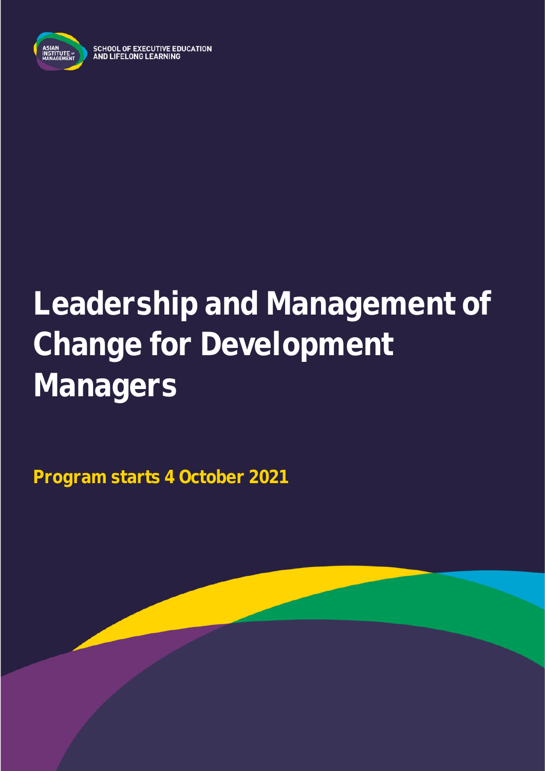SCHOOL OF EXECUTIVE EDUCATION AND LIFELONG LEARNING

# Leadership and Management of Change for Development Managers

**Program starts 4 October 2021**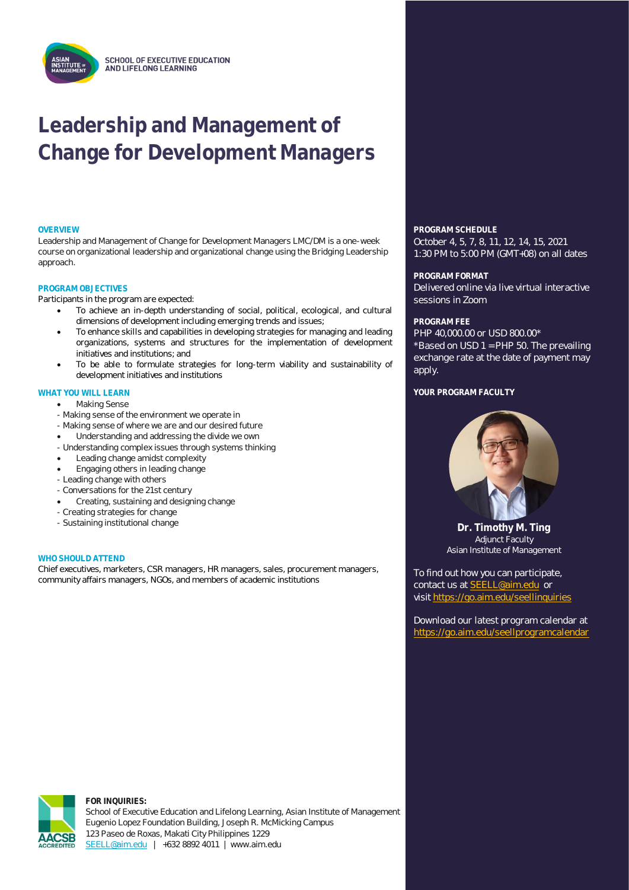SCHOOL OF EXECUTIVE EDUCATION AND LIFELONG LEARNING

# Leadership and Management of Change for Development Managers

## OVERVIEW

Leadership and Management of Change for Development Managers LMC/DM is a one-week course on organizational leadership and organizational change using the Bridging Leadership approach.

## PROGRAM OBJECTIVES

Participants in the program are expected:

- To achieve an in-depth understanding of social, political, ecological, and cultural dimensions of development including emerging trends and issues;
- To enhance skills and capabilities in developing strategies for managing and leading organizations, systems and structures for the implementation of development initiatives and institutions; and
- To be able to formulate strategies for long-term viability and sustainability of development initiatives and institutions

## WHAT YOU WILL LEARN

- Making Sense
  - Making sense of the environment we operate in
  - Making sense of where we are and our desired future
- Understanding and addressing the divide we own
  - Understanding complex issues through systems thinking
- Leading change amidst complexity
- Engaging others in leading change
  - Leading change with others
  - Conversations for the 21st century
- Creating, sustaining and designing change
  - Creating strategies for change
  - Sustaining institutional change

## WHO SHOULD ATTEND

Chief executives, marketers, CSR managers, HR managers, sales, procurement managers, community affairs managers, NGOs, and members of academic institutions

## PROGRAM SCHEDULE

October 4, 5, 7, 8, 11, 12, 14, 15, 2021
1:30 PM to 5:00 PM (GMT+08) on all dates

## PROGRAM FORMAT

Delivered online via live virtual interactive sessions in Zoom

## PROGRAM FEE

PHP 40,000.00 or USD 800.00*
*Based on USD 1 = PHP 50. The prevailing exchange rate at the date of payment may apply.

## YOUR PROGRAM FACULTY

**Dr. Timothy M. Ting**
Adjunct Faculty
Asian Institute of Management

To find out how you can participate, contact us at SEELL@aim.edu or visit https://go.aim.edu/seellinquiries

Download our latest program calendar at https://go.aim.edu/seellprogramcalendar

**FOR INQUIRIES:**
School of Executive Education and Lifelong Learning, Asian Institute of Management
Eugenio Lopez Foundation Building, Joseph R. McMicking Campus
123 Paseo de Roxas, Makati City Philippines 1229
SEELL@aim.edu | +632 8892 4011 | www.aim.edu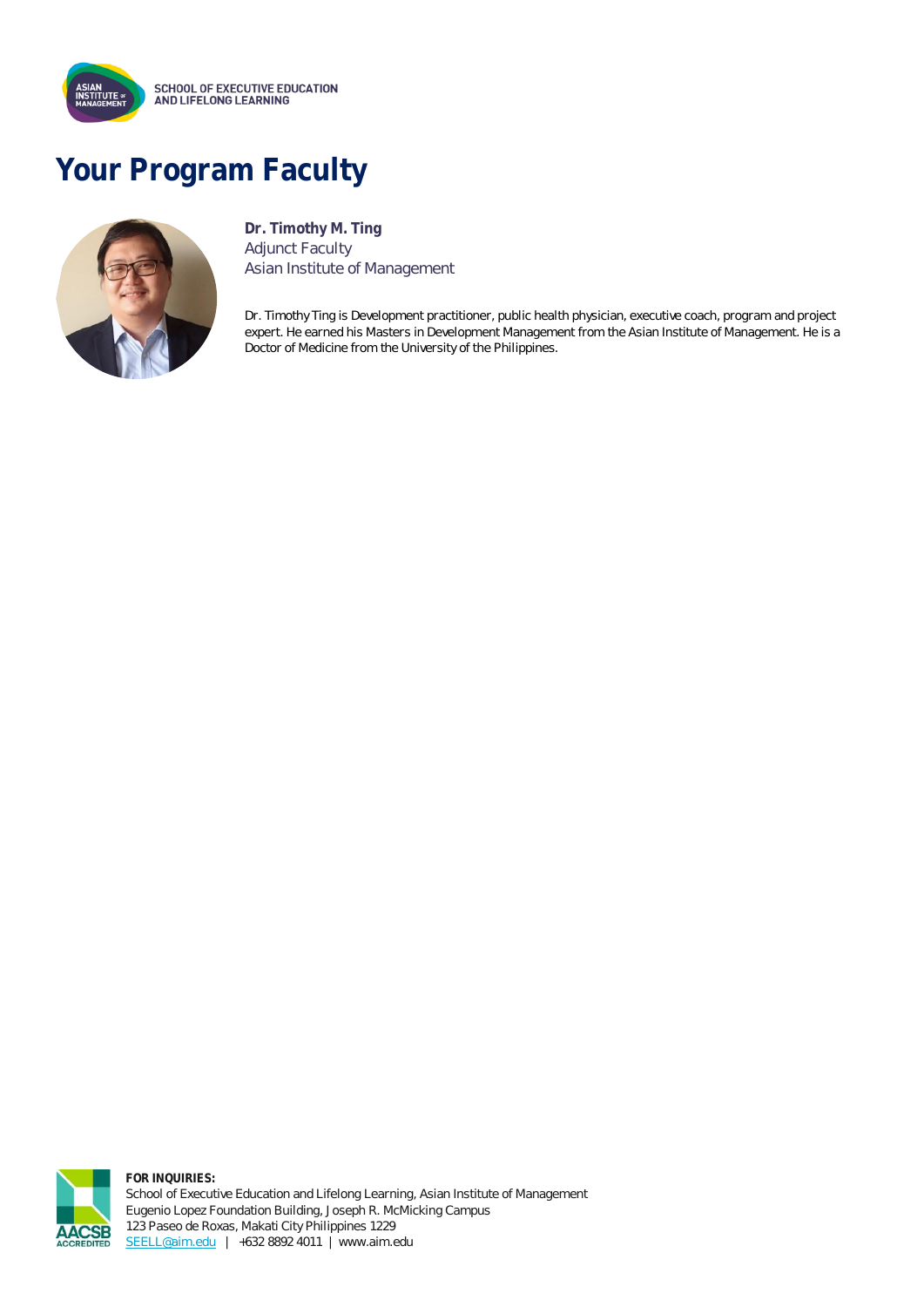SCHOOL OF EXECUTIVE EDUCATION AND LIFELONG LEARNING

# Your Program Faculty

**Dr. Timothy M. Ting**
Adjunct Faculty
Asian Institute of Management

Dr. Timothy Ting is Development practitioner, public health physician, executive coach, program and project expert. He earned his Masters in Development Management from the Asian Institute of Management. He is a Doctor of Medicine from the University of the Philippines.

**FOR INQUIRIES:**
School of Executive Education and Lifelong Learning, Asian Institute of Management
Eugenio Lopez Foundation Building, Joseph R. McMicking Campus
123 Paseo de Roxas, Makati City Philippines 1229
SEELL@aim.edu | +632 8892 4011 | www.aim.edu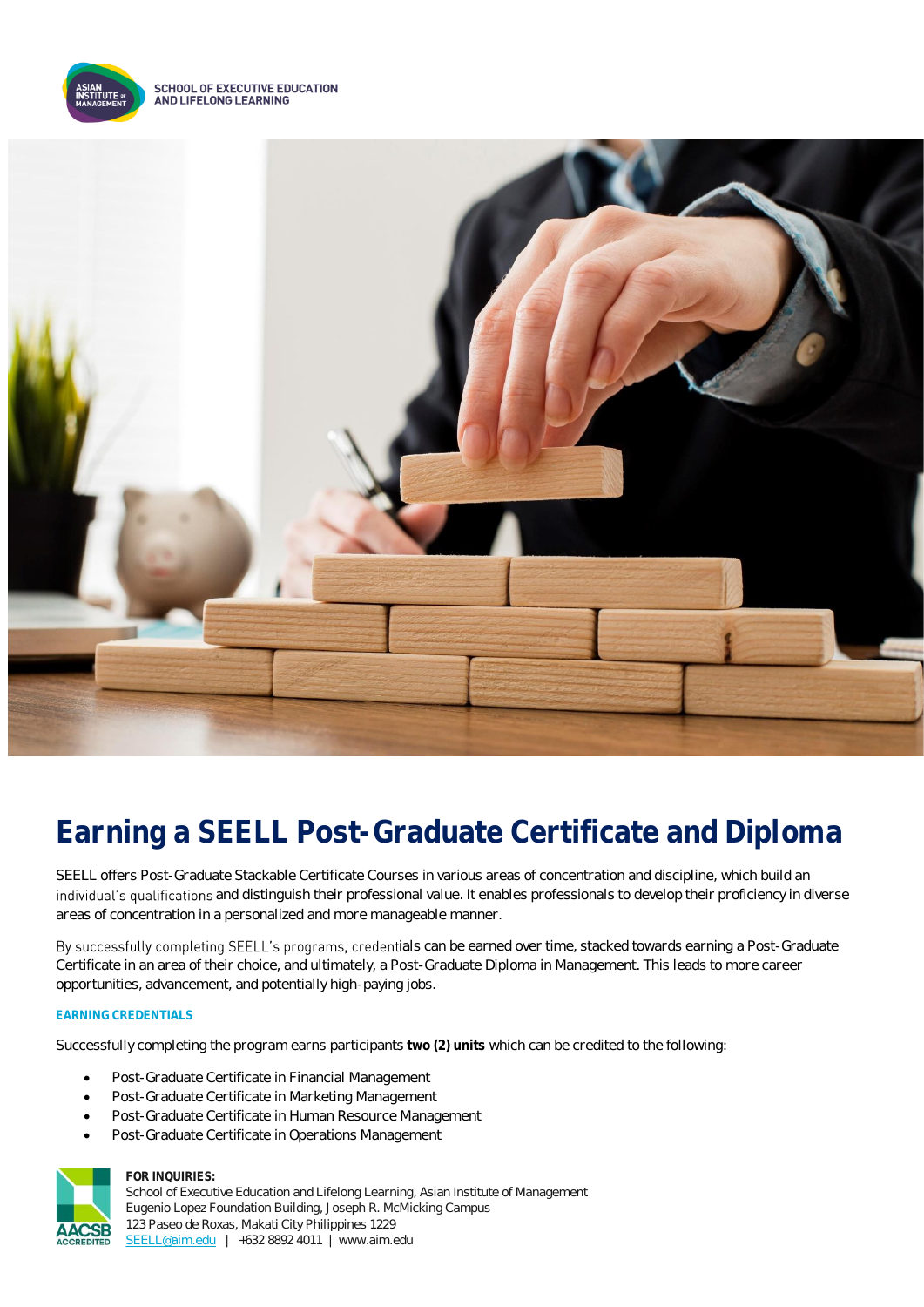SCHOOL OF EXECUTIVE EDUCATION AND LIFELONG LEARNING

# Earning a SEELL Post-Graduate Certificate and Diploma

SEELL offers Post-Graduate Stackable Certificate Courses in various areas of concentration and discipline, which build an individual's qualifications and distinguish their professional value. It enables professionals to develop their proficiency in diverse areas of concentration in a personalized and more manageable manner.

By successfully completing SEELL's programs, credentials can be earned over time, stacked towards earning a Post-Graduate Certificate in an area of their choice, and ultimately, a Post-Graduate Diploma in Management. This leads to more career opportunities, advancement, and potentially high-paying jobs.

### EARNING CREDENTIALS

Successfully completing the program earns participants **two (2) units** which can be credited to the following:

- Post-Graduate Certificate in Financial Management
- Post-Graduate Certificate in Marketing Management
- Post-Graduate Certificate in Human Resource Management
- Post-Graduate Certificate in Operations Management

**FOR INQUIRIES:**
School of Executive Education and Lifelong Learning, Asian Institute of Management
Eugenio Lopez Foundation Building, Joseph R. McMicking Campus
123 Paseo de Roxas, Makati City Philippines 1229
SEELL@aim.edu | +632 8892 4011 | www.aim.edu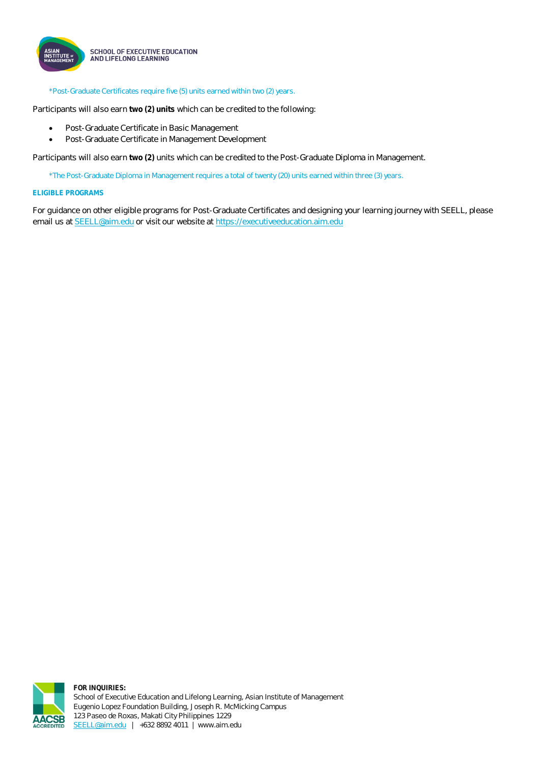*Post-Graduate Certificates require five (5) units earned within two (2) years.

Participants will also earn **two (2) units** which can be credited to the following:

- Post-Graduate Certificate in Basic Management
- Post-Graduate Certificate in Management Development

Participants will also earn **two (2)** units which can be credited to the Post-Graduate Diploma in Management.

*The Post-Graduate Diploma in Management requires a total of twenty (20) units earned within three (3) years.

**ELIGIBLE PROGRAMS**

For guidance on other eligible programs for Post-Graduate Certificates and designing your learning journey with SEELL, please email us at SEELL@aim.edu or visit our website at https://executiveeducation.aim.edu

**FOR INQUIRIES:**
School of Executive Education and Lifelong Learning, Asian Institute of Management
Eugenio Lopez Foundation Building, Joseph R. McMicking Campus
123 Paseo de Roxas, Makati City Philippines 1229
SEELL@aim.edu | +632 8892 4011 | www.aim.edu